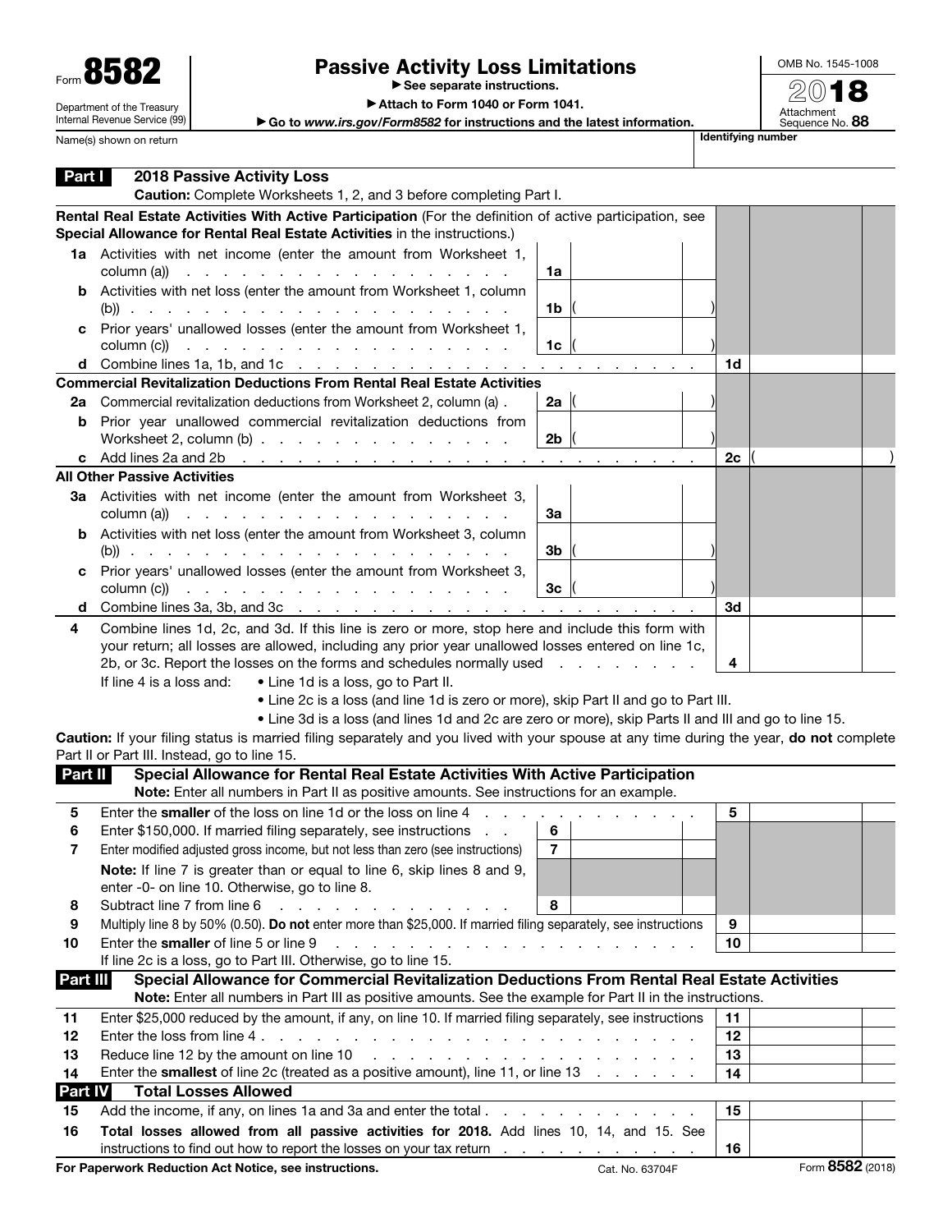Form **8582**

Department of the Treasury
Internal Revenue Service (99)

# Passive Activity Loss Limitations

▶ See separate instructions.

▶ Attach to Form 1040 or Form 1041.

▶ Go to *www.irs.gov/Form8582* for instructions and the latest information.

OMB No. 1545-1008

**2018**

Attachment Sequence No. **88**

Name(s) shown on return | **Identifying number**

## Part I — 2018 Passive Activity Loss

**Caution:** Complete Worksheets 1, 2, and 3 before completing Part I.

**Rental Real Estate Activities With Active Participation** (For the definition of active participation, see **Special Allowance for Rental Real Estate Activities** in the instructions.)

| | | | | | |
|---|---|---|---|---|---|
| **1a** | Activities with net income (enter the amount from Worksheet 1, column (a)) | 1a | | | |
| **b** | Activities with net loss (enter the amount from Worksheet 1, column (b)) | 1b | ( ) | | |
| **c** | Prior years' unallowed losses (enter the amount from Worksheet 1, column (c)) | 1c | ( ) | | |
| **d** | Combine lines 1a, 1b, and 1c | | | 1d | |

**Commercial Revitalization Deductions From Rental Real Estate Activities**

| | | | | | |
|---|---|---|---|---|---|
| **2a** | Commercial revitalization deductions from Worksheet 2, column (a) | 2a | ( ) | | |
| **b** | Prior year unallowed commercial revitalization deductions from Worksheet 2, column (b) | 2b | ( ) | | |
| **c** | Add lines 2a and 2b | | | 2c | ( ) |

**All Other Passive Activities**

| | | | | | |
|---|---|---|---|---|---|
| **3a** | Activities with net income (enter the amount from Worksheet 3, column (a)) | 3a | | | |
| **b** | Activities with net loss (enter the amount from Worksheet 3, column (b)) | 3b | ( ) | | |
| **c** | Prior years' unallowed losses (enter the amount from Worksheet 3, column (c)) | 3c | ( ) | | |
| **d** | Combine lines 3a, 3b, and 3c | | | 3d | |

| | | | |
|---|---|---|---|
| **4** | Combine lines 1d, 2c, and 3d. If this line is zero or more, stop here and include this form with your return; all losses are allowed, including any prior year unallowed losses entered on line 1c, 2b, or 3c. Report the losses on the forms and schedules normally used | 4 | |

If line 4 is a loss and:
- Line 1d is a loss, go to Part II.
- Line 2c is a loss (and line 1d is zero or more), skip Part II and go to Part III.
- Line 3d is a loss (and lines 1d and 2c are zero or more), skip Parts II and III and go to line 15.

**Caution:** If your filing status is married filing separately and you lived with your spouse at any time during the year, **do not** complete Part II or Part III. Instead, go to line 15.

## Part II — Special Allowance for Rental Real Estate Activities With Active Participation

**Note:** Enter all numbers in Part II as positive amounts. See instructions for an example.

| | | | | | |
|---|---|---|---|---|---|
| **5** | Enter the **smaller** of the loss on line 1d or the loss on line 4 | | | 5 | |
| **6** | Enter $150,000. If married filing separately, see instructions | 6 | | | |
| **7** | Enter modified adjusted gross income, but not less than zero (see instructions) | 7 | | | |
| | **Note:** If line 7 is greater than or equal to line 6, skip lines 8 and 9, enter -0- on line 10. Otherwise, go to line 8. | | | | |
| **8** | Subtract line 7 from line 6 | 8 | | | |
| **9** | Multiply line 8 by 50% (0.50). **Do not** enter more than $25,000. If married filing separately, see instructions | | | 9 | |
| **10** | Enter the **smaller** of line 5 or line 9 | | | 10 | |

If line 2c is a loss, go to Part III. Otherwise, go to line 15.

## Part III — Special Allowance for Commercial Revitalization Deductions From Rental Real Estate Activities

**Note:** Enter all numbers in Part III as positive amounts. See the example for Part II in the instructions.

| | | | |
|---|---|---|---|
| **11** | Enter $25,000 reduced by the amount, if any, on line 10. If married filing separately, see instructions | 11 | |
| **12** | Enter the loss from line 4 | 12 | |
| **13** | Reduce line 12 by the amount on line 10 | 13 | |
| **14** | Enter the **smallest** of line 2c (treated as a positive amount), line 11, or line 13 | 14 | |

## Part IV — Total Losses Allowed

| | | | |
|---|---|---|---|
| **15** | Add the income, if any, on lines 1a and 3a and enter the total | 15 | |
| **16** | **Total losses allowed from all passive activities for 2018.** Add lines 10, 14, and 15. See instructions to find out how to report the losses on your tax return | 16 | |

**For Paperwork Reduction Act Notice, see instructions.** Cat. No. 63704F Form **8582** (2018)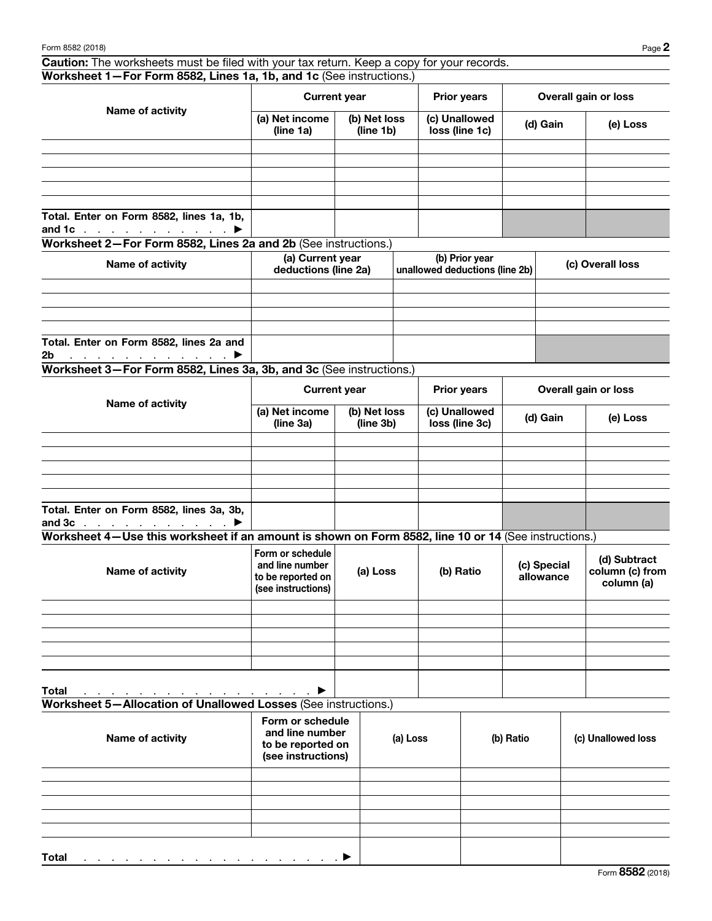**Caution:** The worksheets must be filed with your tax return. Keep a copy for your records.

**Worksheet 1—For Form 8582, Lines 1a, 1b, and 1c** (See instructions.)

| Name of activity | Current year | | Prior years | Overall gain or loss | |
|---|---|---|---|---|---|
| | (a) Net income (line 1a) | (b) Net loss (line 1b) | (c) Unallowed loss (line 1c) | (d) Gain | (e) Loss |
| | | | | | |
| | | | | | |
| | | | | | |
| | | | | | |
| | | | | | |
| **Total. Enter on Form 8582, lines 1a, 1b, and 1c** ▶ | | | | | |

**Worksheet 2—For Form 8582, Lines 2a and 2b** (See instructions.)

| Name of activity | (a) Current year deductions (line 2a) | (b) Prior year unallowed deductions (line 2b) | (c) Overall loss |
|---|---|---|---|
| | | | |
| | | | |
| | | | |
| | | | |
| **Total. Enter on Form 8582, lines 2a and 2b** ▶ | | | |

**Worksheet 3—For Form 8582, Lines 3a, 3b, and 3c** (See instructions.)

| Name of activity | Current year | | Prior years | Overall gain or loss | |
|---|---|---|---|---|---|
| | (a) Net income (line 3a) | (b) Net loss (line 3b) | (c) Unallowed loss (line 3c) | (d) Gain | (e) Loss |
| | | | | | |
| | | | | | |
| | | | | | |
| | | | | | |
| | | | | | |
| **Total. Enter on Form 8582, lines 3a, 3b, and 3c** ▶ | | | | | |

**Worksheet 4—Use this worksheet if an amount is shown on Form 8582, line 10 or 14** (See instructions.)

| Name of activity | Form or schedule and line number to be reported on (see instructions) | (a) Loss | (b) Ratio | (c) Special allowance | (d) Subtract column (c) from column (a) |
|---|---|---|---|---|---|
| | | | | | |
| | | | | | |
| | | | | | |
| | | | | | |
| | | | | | |
| **Total** ▶ | | | | | |

**Worksheet 5—Allocation of Unallowed Losses** (See instructions.)

| Name of activity | Form or schedule and line number to be reported on (see instructions) | (a) Loss | (b) Ratio | (c) Unallowed loss |
|---|---|---|---|---|
| | | | | |
| | | | | |
| | | | | |
| | | | | |
| | | | | |
| **Total** ▶ | | | | |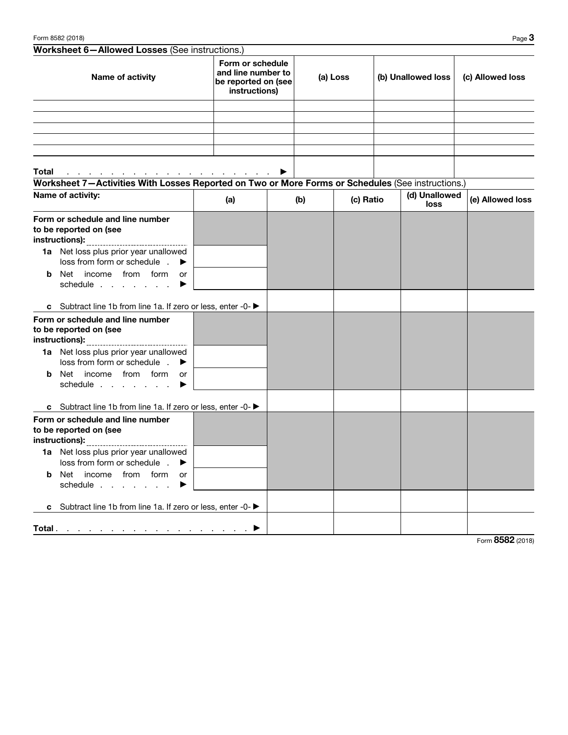## Worksheet 6—Allowed Losses (See instructions.)

| Name of activity | Form or schedule and line number to be reported on (see instructions) | (a) Loss | (b) Unallowed loss | (c) Allowed loss |
|---|---|---|---|---|
| | | | | |
| | | | | |
| | | | | |
| | | | | |
| | | | | |
| **Total** . . . . . . . . . . . . . . . . . . . . . . ▶ | | | | |

## Worksheet 7—Activities With Losses Reported on Two or More Forms or Schedules (See instructions.)

| Name of activity: | (a) | (b) | (c) Ratio | (d) Unallowed loss | (e) Allowed loss |
|---|---|---|---|---|---|
| **Form or schedule and line number to be reported on (see instructions):** | | | | | |
| **1a** Net loss plus prior year unallowed loss from form or schedule . ▶ | | | | | |
| **b** Net income from form or schedule . . . . . . . ▶ | | | | | |
| **c** Subtract line 1b from line 1a. If zero or less, enter -0- ▶ | | | | | |
| **Form or schedule and line number to be reported on (see instructions):** | | | | | |
| **1a** Net loss plus prior year unallowed loss from form or schedule . ▶ | | | | | |
| **b** Net income from form or schedule . . . . . . . ▶ | | | | | |
| **c** Subtract line 1b from line 1a. If zero or less, enter -0- ▶ | | | | | |
| **Form or schedule and line number to be reported on (see instructions):** | | | | | |
| **1a** Net loss plus prior year unallowed loss from form or schedule . ▶ | | | | | |
| **b** Net income from form or schedule . . . . . . . ▶ | | | | | |
| **c** Subtract line 1b from line 1a. If zero or less, enter -0- ▶ | | | | | |
| **Total** . . . . . . . . . . . . . . . . . . . ▶ | | | | | |

Form **8582** (2018)